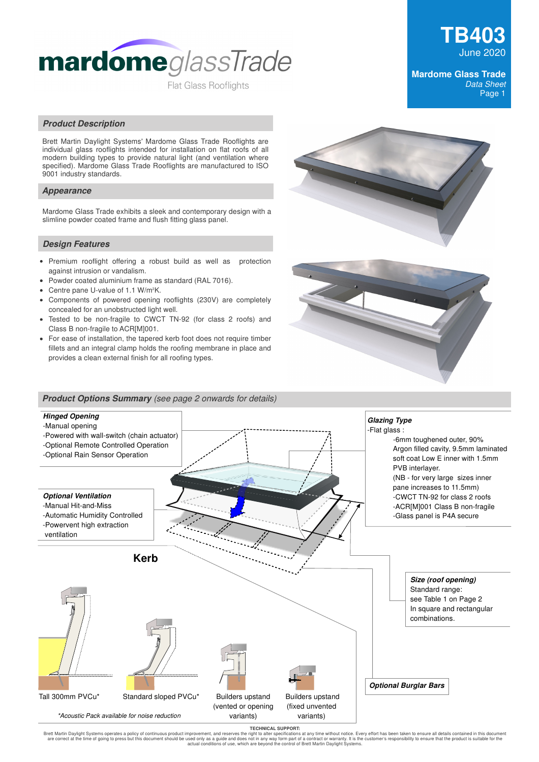# mardome glassTrade

Flat Glass Rooflights

**TB403**
June 2020

**Mardome Glass Trade**
*Data Sheet*
Page 1

## Product Description

Brett Martin Daylight Systems' Mardome Glass Trade Rooflights are individual glass rooflights intended for installation on flat roofs of all modern building types to provide natural light (and ventilation where specified). Mardome Glass Trade Rooflights are manufactured to ISO 9001 industry standards.

## Appearance

Mardome Glass Trade exhibits a sleek and contemporary design with a slimline powder coated frame and flush fitting glass panel.

## Design Features

- Premium rooflight offering a robust build as well as protection against intrusion or vandalism.
- Powder coated aluminium frame as standard (RAL 7016).
- Centre pane U-value of 1.1 W/m²K.
- Components of powered opening rooflights (230V) are completely concealed for an unobstructed light well.
- Tested to be non-fragile to CWCT TN-92 (for class 2 roofs) and Class B non-fragile to ACR[M]001.
- For ease of installation, the tapered kerb foot does not require timber fillets and an integral clamp holds the roofing membrane in place and provides a clean external finish for all roofing types.

## Product Options Summary *(see page 2 onwards for details)*

***Hinged Opening***
- Manual opening
- Powered with wall-switch (chain actuator)
- Optional Remote Controlled Operation
- Optional Rain Sensor Operation

***Optional Ventilation***
- Manual Hit-and-Miss
- Automatic Humidity Controlled
- Powervent high extraction ventilation

***Glazing Type***
- Flat glass :
  - 6mm toughened outer, 90% Argon filled cavity, 9.5mm laminated soft coat Low E inner with 1.5mm PVB interlayer.
  - (NB - for very large sizes inner pane increases to 11.5mm)
  - CWCT TN-92 for class 2 roofs
  - ACR[M]001 Class B non-fragile
  - Glass panel is P4A secure

***Size (roof opening)***
Standard range: see Table 1 on Page 2
In square and rectangular combinations.

***Optional Burglar Bars***

### Kerb

- Tall 300mm PVCu*
- Standard sloped PVCu*
- Builders upstand (vented or opening variants)
- Builders upstand (fixed unvented variants)

*\*Acoustic Pack available for noise reduction*

TECHNICAL SUPPORT:
Brett Martin Daylight Systems operates a policy of continuous product improvement, and reserves the right to alter specifications at any time without notice. Every effort has been taken to ensure all details contained in this document are correct at the time of going to press but this document should be used only as a guide and does not in any way form part of a contract or warranty. It is the customer's responsibility to ensure that the product is suitable for the actual conditions of use, which are beyond the control of Brett Martin Daylight Systems.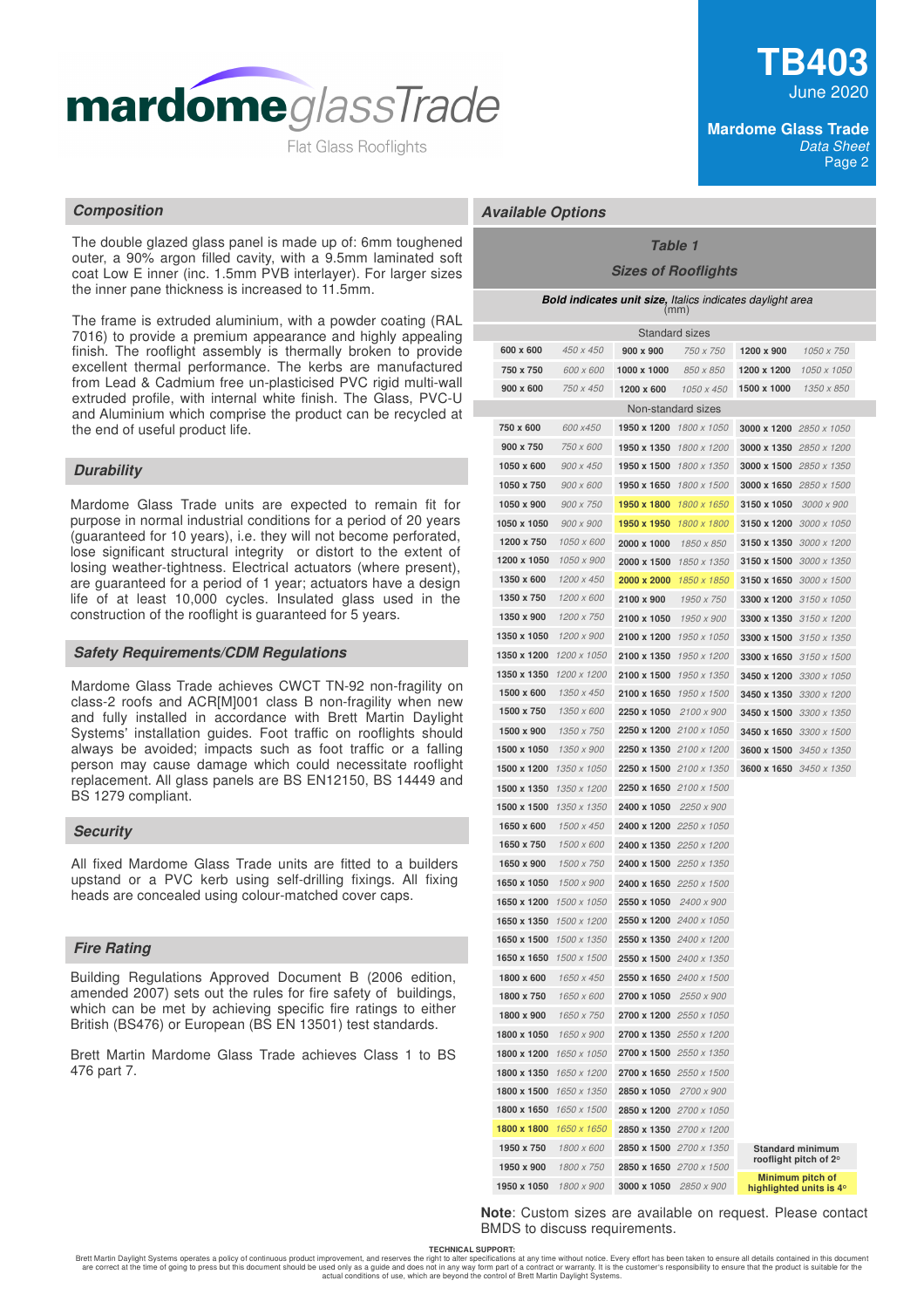## Composition

The double glazed glass panel is made up of: 6mm toughened outer, a 90% argon filled cavity, with a 9.5mm laminated soft coat Low E inner (inc. 1.5mm PVB interlayer). For larger sizes the inner pane thickness is increased to 11.5mm.

The frame is extruded aluminium, with a powder coating (RAL 7016) to provide a premium appearance and highly appealing finish. The rooflight assembly is thermally broken to provide excellent thermal performance. The kerbs are manufactured from Lead & Cadmium free un-plasticised PVC rigid multi-wall extruded profile, with internal white finish. The Glass, PVC-U and Aluminium which comprise the product can be recycled at the end of useful product life.

## Durability

Mardome Glass Trade units are expected to remain fit for purpose in normal industrial conditions for a period of 20 years (guaranteed for 10 years), i.e. they will not become perforated, lose significant structural integrity or distort to the extent of losing weather-tightness. Electrical actuators (where present), are guaranteed for a period of 1 year; actuators have a design life of at least 10,000 cycles. Insulated glass used in the construction of the rooflight is guaranteed for 5 years.

## Safety Requirements/CDM Regulations

Mardome Glass Trade achieves CWCT TN-92 non-fragility on class-2 roofs and ACR[M]001 class B non-fragility when new and fully installed in accordance with Brett Martin Daylight Systems' installation guides. Foot traffic on rooflights should always be avoided; impacts such as foot traffic or a falling person may cause damage which could necessitate rooflight replacement. All glass panels are BS EN12150, BS 14449 and BS 1279 compliant.

## Security

All fixed Mardome Glass Trade units are fitted to a builders upstand or a PVC kerb using self-drilling fixings. All fixing heads are concealed using colour-matched cover caps.

## Fire Rating

Building Regulations Approved Document B (2006 edition, amended 2007) sets out the rules for fire safety of buildings, which can be met by achieving specific fire ratings to either British (BS476) or European (BS EN 13501) test standards.

Brett Martin Mardome Glass Trade achieves Class 1 to BS 476 part 7.

## Available Options

### Table 1
### Sizes of Rooflights

***Bold indicates unit size**, Italics indicates daylight area* (mm)

**Standard sizes**

| Unit size | Daylight area | Unit size | Daylight area | Unit size | Daylight area |
|---|---|---|---|---|---|
| **600 x 600** | *450 x 450* | **900 x 900** | *750 x 750* | **1200 x 900** | *1050 x 750* |
| **750 x 750** | *600 x 600* | **1000 x 1000** | *850 x 850* | **1200 x 1200** | *1050 x 1050* |
| **900 x 600** | *750 x 450* | **1200 x 600** | *1050 x 450* | **1500 x 1000** | *1350 x 850* |

**Non-standard sizes**

| Unit size | Daylight area | Unit size | Daylight area | Unit size | Daylight area |
|---|---|---|---|---|---|
| **750 x 600** | *600 x450* | **1950 x 1200** | *1800 x 1050* | **3000 x 1200** | *2850 x 1050* |
| **900 x 750** | *750 x 600* | **1950 x 1350** | *1800 x 1200* | **3000 x 1350** | *2850 x 1200* |
| **1050 x 600** | *900 x 450* | **1950 x 1500** | *1800 x 1350* | **3000 x 1500** | *2850 x 1350* |
| **1050 x 750** | *900 x 600* | **1950 x 1650** | *1800 x 1500* | **3000 x 1650** | *2850 x 1500* |
| **1050 x 900** | *900 x 750* | **1950 x 1800** | *1800 x 1650* | **3150 x 1050** | *3000 x 900* |
| **1050 x 1050** | *900 x 900* | **1950 x 1950** | *1800 x 1800* | **3150 x 1200** | *3000 x 1050* |
| **1200 x 750** | *1050 x 600* | **2000 x 1000** | *1850 x 850* | **3150 x 1350** | *3000 x 1200* |
| **1200 x 1050** | *1050 x 900* | **2000 x 1500** | *1850 x 1350* | **3150 x 1500** | *3000 x 1350* |
| **1350 x 600** | *1200 x 450* | **2000 x 2000** | *1850 x 1850* | **3150 x 1650** | *3000 x 1500* |
| **1350 x 750** | *1200 x 600* | **2100 x 900** | *1950 x 750* | **3300 x 1200** | *3150 x 1050* |
| **1350 x 900** | *1200 x 750* | **2100 x 1050** | *1950 x 900* | **3300 x 1350** | *3150 x 1200* |
| **1350 x 1050** | *1200 x 900* | **2100 x 1200** | *1950 x 1050* | **3300 x 1500** | *3150 x 1350* |
| **1350 x 1200** | *1200 x 1050* | **2100 x 1350** | *1950 x 1200* | **3300 x 1650** | *3150 x 1500* |
| **1350 x 1350** | *1200 x 1200* | **2100 x 1500** | *1950 x 1350* | **3450 x 1200** | *3300 x 1050* |
| **1500 x 600** | *1350 x 450* | **2100 x 1650** | *1950 x 1500* | **3450 x 1350** | *3300 x 1200* |
| **1500 x 750** | *1350 x 600* | **2250 x 1050** | *2100 x 900* | **3450 x 1500** | *3300 x 1350* |
| **1500 x 900** | *1350 x 750* | **2250 x 1200** | *2100 x 1050* | **3450 x 1650** | *3300 x 1500* |
| **1500 x 1050** | *1350 x 900* | **2250 x 1350** | *2100 x 1200* | **3600 x 1500** | *3450 x 1350* |
| **1500 x 1200** | *1350 x 1050* | **2250 x 1500** | *2100 x 1350* | **3600 x 1650** | *3450 x 1350* |
| **1500 x 1350** | *1350 x 1200* | **2250 x 1650** | *2100 x 1500* | | |
| **1500 x 1500** | *1350 x 1350* | **2400 x 1050** | *2250 x 900* | | |
| **1650 x 600** | *1500 x 450* | **2400 x 1200** | *2250 x 1050* | | |
| **1650 x 750** | *1500 x 600* | **2400 x 1350** | *2250 x 1200* | | |
| **1650 x 900** | *1500 x 750* | **2400 x 1500** | *2250 x 1350* | | |
| **1650 x 1050** | *1500 x 900* | **2400 x 1650** | *2250 x 1500* | | |
| **1650 x 1200** | *1500 x 1050* | **2550 x 1050** | *2400 x 900* | | |
| **1650 x 1350** | *1500 x 1200* | **2550 x 1200** | *2400 x 1050* | | |
| **1650 x 1500** | *1500 x 1350* | **2550 x 1350** | *2400 x 1200* | | |
| **1650 x 1650** | *1500 x 1500* | **2550 x 1500** | *2400 x 1350* | | |
| **1800 x 600** | *1650 x 450* | **2550 x 1650** | *2400 x 1500* | | |
| **1800 x 750** | *1650 x 600* | **2700 x 1050** | *2550 x 900* | | |
| **1800 x 900** | *1650 x 750* | **2700 x 1200** | *2550 x 1050* | | |
| **1800 x 1050** | *1650 x 900* | **2700 x 1350** | *2550 x 1200* | | |
| **1800 x 1200** | *1650 x 1050* | **2700 x 1500** | *2550 x 1350* | | |
| **1800 x 1350** | *1650 x 1200* | **2700 x 1650** | *2550 x 1500* | | |
| **1800 x 1500** | *1650 x 1350* | **2850 x 1050** | *2700 x 900* | | |
| **1800 x 1650** | *1650 x 1500* | **2850 x 1200** | *2700 x 1050* | | |
| **1800 x 1800** | *1650 x 1650* | **2850 x 1350** | *2700 x 1200* | | |
| **1950 x 750** | *1800 x 600* | **2850 x 1500** | *2700 x 1350* | | |
| **1950 x 900** | *1800 x 750* | **2850 x 1650** | *2700 x 1500* | | |
| **1950 x 1050** | *1800 x 900* | **3000 x 1050** | *2850 x 900* | | |

**Standard minimum rooflight pitch of 2°**

**Minimum pitch of highlighted units is 4°** (highlighted units: 1950 x 1800, 1950 x 1950, 2000 x 2000, 1800 x 1800)

**Note**: Custom sizes are available on request. Please contact BMDS to discuss requirements.

**TECHNICAL SUPPORT:**

Brett Martin Daylight Systems operates a policy of continuous product improvement, and reserves the right to alter specifications at any time without notice. Every effort has been taken to ensure all details contained in this document are correct at the time of going to press but this document should be used only as a guide and does not in any way form part of a contract or warranty. It is the customer's responsibility to ensure that the product is suitable for the actual conditions of use, which are beyond the control of Brett Martin Daylight Systems.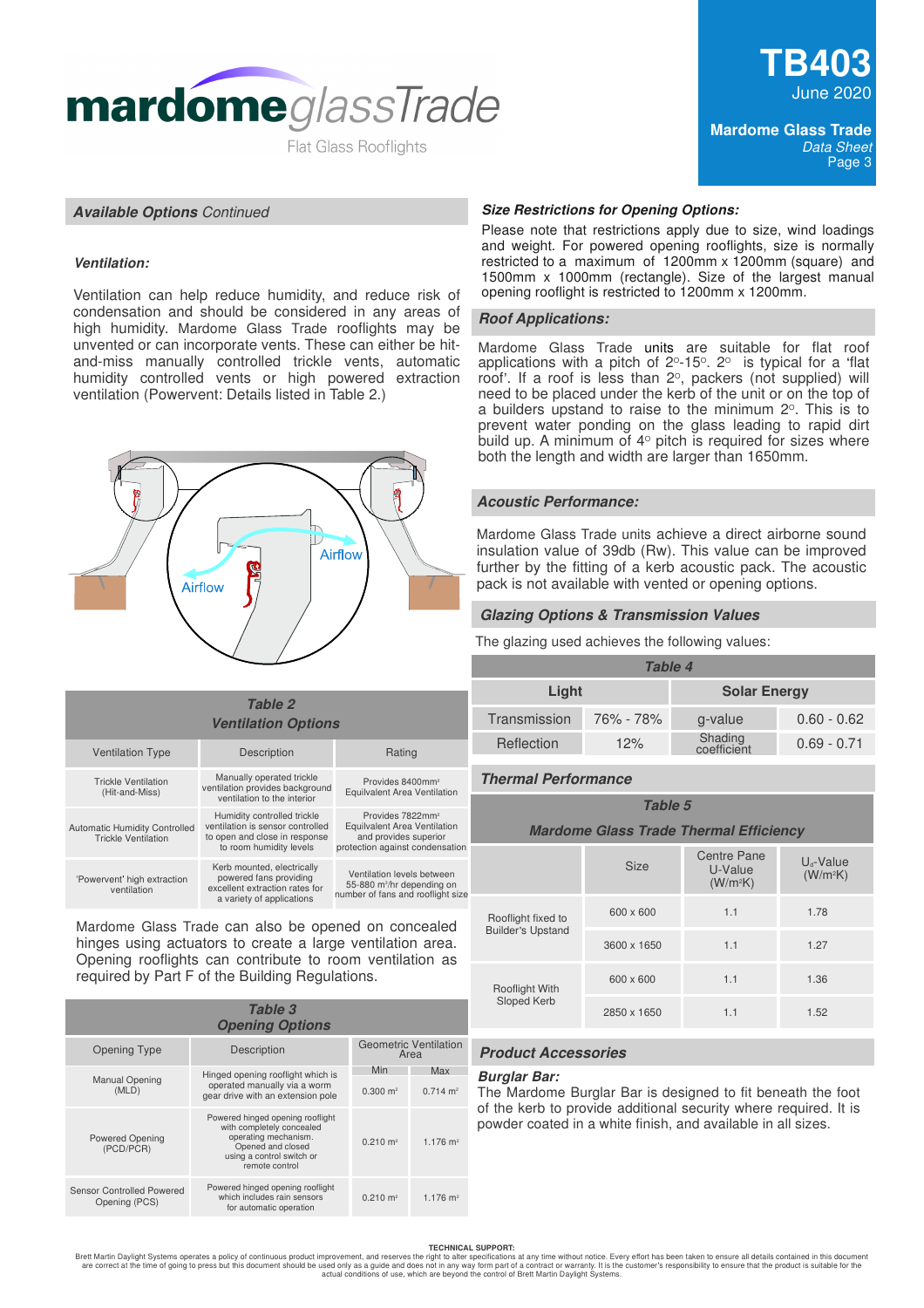## *Available Options Continued*

### *Ventilation:*

Ventilation can help reduce humidity, and reduce risk of condensation and should be considered in any areas of high humidity. Mardome Glass Trade rooflights may be unvented or can incorporate vents. These can either be hit-and-miss manually controlled trickle vents, automatic humidity controlled vents or high powered extraction ventilation (Powervent: Details listed in Table 2.)

Airflow

Airflow

| *Table 2* *Ventilation Options* | | |
|---|---|---|
| Ventilation Type | Description | Rating |
| Trickle Ventilation (Hit-and-Miss) | Manually operated trickle ventilation provides background ventilation to the interior | Provides 8400mm² Equilvalent Area Ventilation |
| Automatic Humidity Controlled Trickle Ventilation | Humidity controlled trickle ventilation is sensor controlled to open and close in response to room humidity levels | Provides 7822mm² Equilvalent Area Ventilation and provides superior protection against condensation |
| 'Powervent' high extraction ventilation | Kerb mounted, electrically powered fans providing excellent extraction rates for a variety of applications | Ventilation levels between 55-880 m³/hr depending on number of fans and rooflight size |

Mardome Glass Trade can also be opened on concealed hinges using actuators to create a large ventilation area. Opening rooflights can contribute to room ventilation as required by Part F of the Building Regulations.

| *Table 3* *Opening Options* | | | |
|---|---|---|---|
| Opening Type | Description | Geometric Ventilation Area | |
| | | Min | Max |
| Manual Opening (MLD) | Hinged opening rooflight which is operated manually via a worm gear drive with an extension pole | 0.300 m² | 0.714 m² |
| Powered Opening (PCD/PCR) | Powered hinged opening rooflight with completely concealed operating mechanism. Opened and closed using a control switch or remote control | 0.210 m² | 1.176 m² |
| Sensor Controlled Powered Opening (PCS) | Powered hinged opening rooflight which includes rain sensors for automatic operation | 0.210 m² | 1.176 m² |

### *Size Restrictions for Opening Options:*

Please note that restrictions apply due to size, wind loadings and weight. For powered opening rooflights, size is normally restricted to a maximum of 1200mm x 1200mm (square) and 1500mm x 1000mm (rectangle). Size of the largest manual opening rooflight is restricted to 1200mm x 1200mm.

## *Roof Applications:*

Mardome Glass Trade units are suitable for flat roof applications with a pitch of 2°-15°. 2° is typical for a 'flat roof'. If a roof is less than 2°, packers (not supplied) will need to be placed under the kerb of the unit or on the top of a builders upstand to raise to the minimum 2°. This is to prevent water ponding on the glass leading to rapid dirt build up. A minimum of 4° pitch is required for sizes where both the length and width are larger than 1650mm.

## *Acoustic Performance:*

Mardome Glass Trade units achieve a direct airborne sound insulation value of 39db (Rw). This value can be improved further by the fitting of a kerb acoustic pack. The acoustic pack is not available with vented or opening options.

## *Glazing Options & Transmission Values*

The glazing used achieves the following values:

| *Table 4* | | | |
|---|---|---|---|
| **Light** | | **Solar Energy** | |
| Transmission | 76% - 78% | g-value | 0.60 - 0.62 |
| Reflection | 12% | Shading coefficient | 0.69 - 0.71 |

## *Thermal Performance*

| *Table 5* *Mardome Glass Trade Thermal Efficiency* | | | |
|---|---|---|---|
| | Size | Centre Pane U-Value (W/m²K) | $U_d$-Value (W/m²K) |
| Rooflight fixed to Builder's Upstand | 600 x 600 | 1.1 | 1.78 |
| | 3600 x 1650 | 1.1 | 1.27 |
| Rooflight With Sloped Kerb | 600 x 600 | 1.1 | 1.36 |
| | 2850 x 1650 | 1.1 | 1.52 |

## *Product Accessories*

### *Burglar Bar:*

The Mardome Burglar Bar is designed to fit beneath the foot of the kerb to provide additional security where required. It is powder coated in a white finish, and available in all sizes.

**TECHNICAL SUPPORT:**

Brett Martin Daylight Systems operates a policy of continuous product improvement, and reserves the right to alter specifications at any time without notice. Every effort has been taken to ensure all details contained in this document are correct at the time of going to press but this document should be used only as a guide and does not in any way form part of a contract or warranty. It is the customer's responsibility to ensure that the product is suitable for the actual conditions of use, which are beyond the control of Brett Martin Daylight Systems.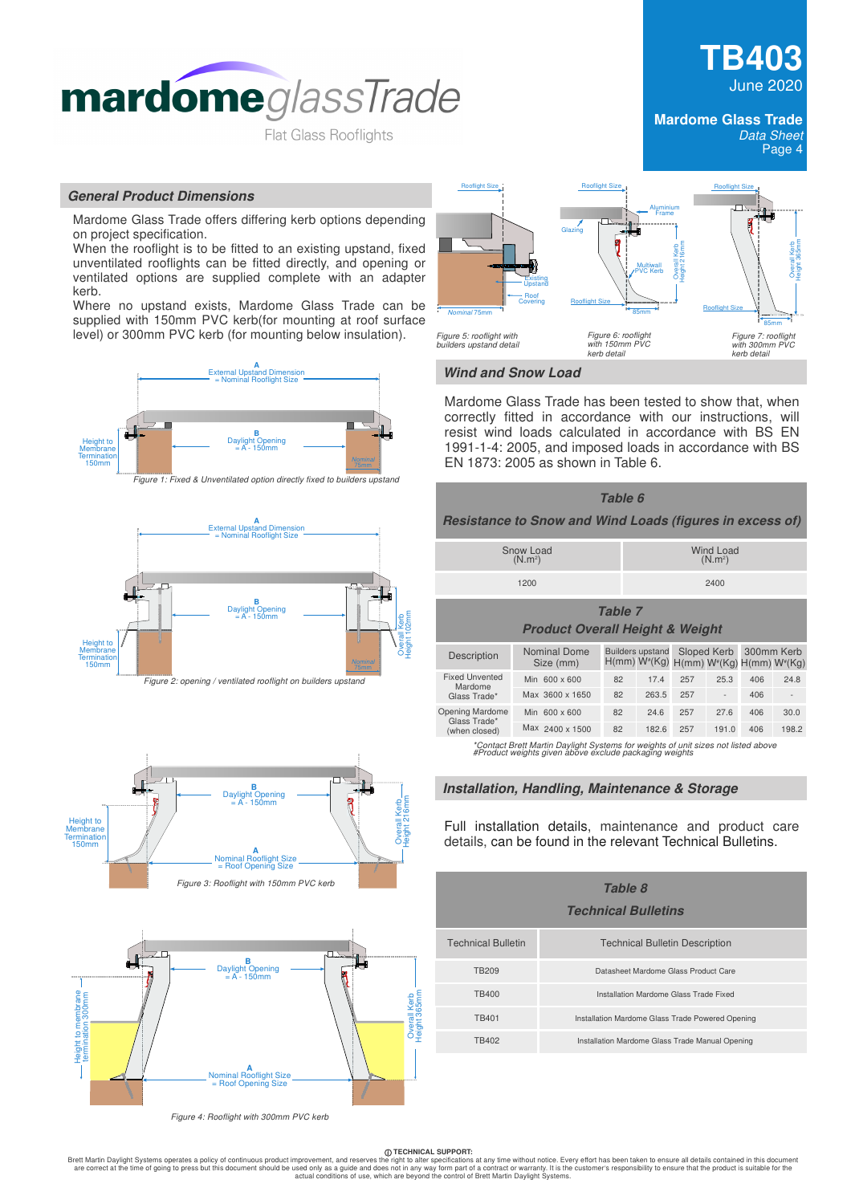# mardome glassTrade

Flat Glass Rooflights

**TB403**
June 2020

**Mardome Glass Trade**
*Data Sheet*

## General Product Dimensions

Mardome Glass Trade offers differing kerb options depending on project specification.
When the rooflight is to be fitted to an existing upstand, fixed unventilated rooflights can be fitted directly, and opening or ventilated options are supplied complete with an adapter kerb.
Where no upstand exists, Mardome Glass Trade can be supplied with 150mm PVC kerb(for mounting at roof surface level) or 300mm PVC kerb (for mounting below insulation).

A
External Upstand Dimension
= Nominal Rooflight Size
B
Daylight Opening
= A - 150mm
Height to Membrane Termination 150mm
Nominal 75mm

*Figure 1: Fixed & Unventilated option directly fixed to builders upstand*

A
External Upstand Dimension
= Nominal Rooflight Size
B
Daylight Opening
= A - 150mm
Height to Membrane Termination 150mm
Overall Kerb Height 102mm
Nominal 75mm

*Figure 2: opening / ventilated rooflight on builders upstand*

B
Daylight Opening
= A - 150mm
Height to Membrane Termination 150mm
Overall Kerb Height 216mm
A
Nominal Rooflight Size
= Roof Opening Size

*Figure 3: Rooflight with 150mm PVC kerb*

B
Daylight Opening
= A - 150mm
Height to membrane termination 300mm
Overall Kerb Height 365mm
A
Nominal Rooflight Size
= Roof Opening Size

*Figure 4: Rooflight with 300mm PVC kerb*

Rooflight Size
Existing Upstand
Roof Covering
Nominal 75mm

*Figure 5: rooflight with builders upstand detail*

Rooflight Size
Aluminium Frame
Glazing
Multiwall PVC Kerb
Overall Kerb Height 216mm
Rooflight Size
85mm

*Figure 6: rooflight with 150mm PVC kerb detail*

Rooflight Size
Overall Kerb Height 365mm
Rooflight Size
85mm

*Figure 7: rooflight with 300mm PVC kerb detail*

## Wind and Snow Load

Mardome Glass Trade has been tested to show that, when correctly fitted in accordance with our instructions, will resist wind loads calculated in accordance with BS EN 1991-1-4: 2005, and imposed loads in accordance with BS EN 1873: 2005 as shown in Table 6.

**Table 6**
**Resistance to Snow and Wind Loads (figures in excess of)**

| Snow Load ($N.m^2$) | Wind Load ($N.m^2$) |
|---|---|
| 1200 | 2400 |

**Table 7**
**Product Overall Height & Weight**

| Description | Nominal Dome Size (mm) | | Builders upstand H(mm) | W#(Kg) | Sloped Kerb H(mm) | W#(Kg) | 300mm Kerb H(mm) | W#(Kg) |
|---|---|---|---|---|---|---|---|---|
| Fixed Unvented Mardome Glass Trade* | Min | 600 x 600 | 82 | 17.4 | 257 | 25.3 | 406 | 24.8 |
| | Max | 3600 x 1650 | 82 | 263.5 | 257 | - | 406 | - |
| Opening Mardome Glass Trade* (when closed) | Min | 600 x 600 | 82 | 24.6 | 257 | 27.6 | 406 | 30.0 |
| | Max | 2400 x 1500 | 82 | 182.6 | 257 | 191.0 | 406 | 198.2 |

*Contact Brett Martin Daylight Systems for weights of unit sizes not listed above
#Product weights given above exclude packaging weights

## Installation, Handling, Maintenance & Storage

Full installation details, maintenance and product care details, can be found in the relevant Technical Bulletins.

**Table 8**
**Technical Bulletins**

| Technical Bulletin | Technical Bulletin Description |
|---|---|
| TB209 | Datasheet Mardome Glass Product Care |
| TB400 | Installation Mardome Glass Trade Fixed |
| TB401 | Installation Mardome Glass Trade Powered Opening |
| TB402 | Installation Mardome Glass Trade Manual Opening |

TECHNICAL SUPPORT:
Brett Martin Daylight Systems operates a policy of continuous product improvement, and reserves the right to alter specifications at any time without notice. Every effort has been taken to ensure all details contained in this document are correct at the time of going to press but this document should be used only as a guide and does not in any way form part of a contract or warranty. It is the customer's responsibility to ensure that the product is suitable for the actual conditions of use, which are beyond the control of Brett Martin Daylight Systems.